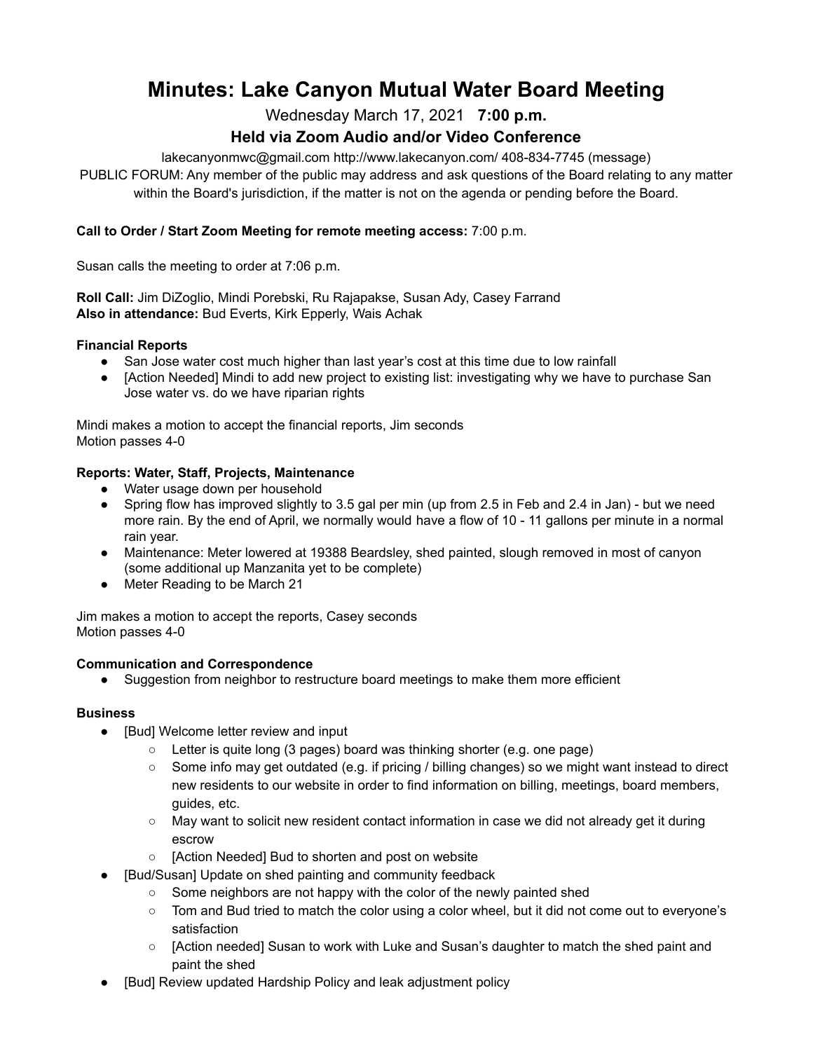# Minutes: Lake Canyon Mutual Water Board Meeting

Wednesday March 17, 2021 **7:00 p.m.**

### Held via Zoom Audio and/or Video Conference

lakecanyonmwc@gmail.com http://www.lakecanyon.com/ 408-834-7745 (message)

PUBLIC FORUM: Any member of the public may address and ask questions of the Board relating to any matter within the Board's jurisdiction, if the matter is not on the agenda or pending before the Board.

**Call to Order / Start Zoom Meeting for remote meeting access:** 7:00 p.m.

Susan calls the meeting to order at 7:06 p.m.

**Roll Call:** Jim DiZoglio, Mindi Porebski, Ru Rajapakse, Susan Ady, Casey Farrand
**Also in attendance:** Bud Everts, Kirk Epperly, Wais Achak

**Financial Reports**

- San Jose water cost much higher than last year's cost at this time due to low rainfall
- [Action Needed] Mindi to add new project to existing list: investigating why we have to purchase San Jose water vs. do we have riparian rights

Mindi makes a motion to accept the financial reports, Jim seconds
Motion passes 4-0

**Reports: Water, Staff, Projects, Maintenance**

- Water usage down per household
- Spring flow has improved slightly to 3.5 gal per min (up from 2.5 in Feb and 2.4 in Jan) - but we need more rain. By the end of April, we normally would have a flow of 10 - 11 gallons per minute in a normal rain year.
- Maintenance: Meter lowered at 19388 Beardsley, shed painted, slough removed in most of canyon (some additional up Manzanita yet to be complete)
- Meter Reading to be March 21

Jim makes a motion to accept the reports, Casey seconds
Motion passes 4-0

**Communication and Correspondence**

- Suggestion from neighbor to restructure board meetings to make them more efficient

**Business**

- [Bud] Welcome letter review and input
  - Letter is quite long (3 pages) board was thinking shorter (e.g. one page)
  - Some info may get outdated (e.g. if pricing / billing changes) so we might want instead to direct new residents to our website in order to find information on billing, meetings, board members, guides, etc.
  - May want to solicit new resident contact information in case we did not already get it during escrow
  - [Action Needed] Bud to shorten and post on website
- [Bud/Susan] Update on shed painting and community feedback
  - Some neighbors are not happy with the color of the newly painted shed
  - Tom and Bud tried to match the color using a color wheel, but it did not come out to everyone's satisfaction
  - [Action needed] Susan to work with Luke and Susan's daughter to match the shed paint and paint the shed
- [Bud] Review updated Hardship Policy and leak adjustment policy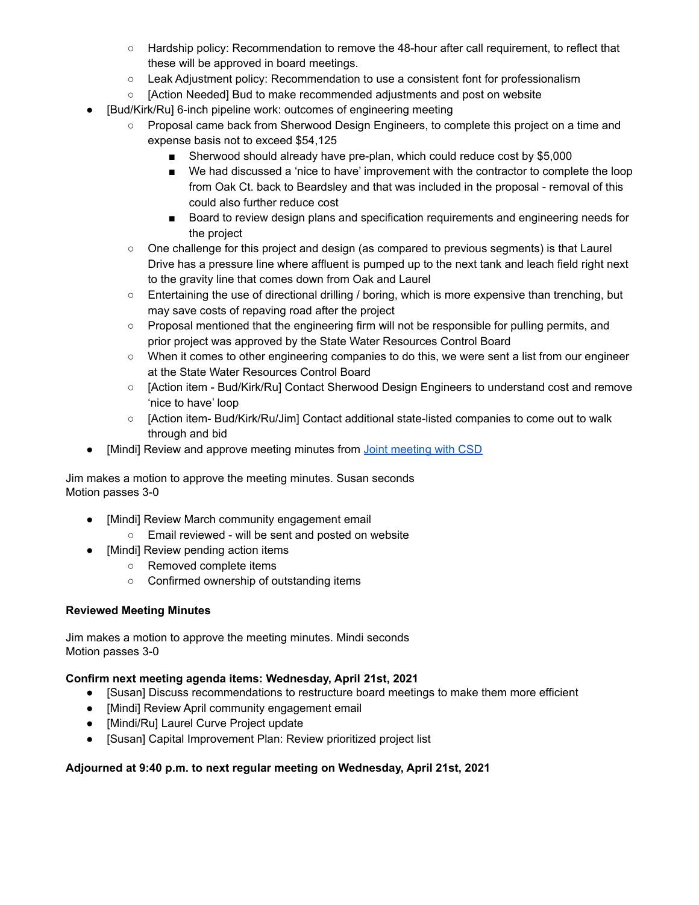- Hardship policy: Recommendation to remove the 48-hour after call requirement, to reflect that these will be approved in board meetings.
    - Leak Adjustment policy: Recommendation to use a consistent font for professionalism
    - [Action Needed] Bud to make recommended adjustments and post on website
- [Bud/Kirk/Ru] 6-inch pipeline work: outcomes of engineering meeting
    - Proposal came back from Sherwood Design Engineers, to complete this project on a time and expense basis not to exceed $54,125
        - Sherwood should already have pre-plan, which could reduce cost by $5,000
        - We had discussed a 'nice to have' improvement with the contractor to complete the loop from Oak Ct. back to Beardsley and that was included in the proposal - removal of this could also further reduce cost
        - Board to review design plans and specification requirements and engineering needs for the project
    - One challenge for this project and design (as compared to previous segments) is that Laurel Drive has a pressure line where affluent is pumped up to the next tank and leach field right next to the gravity line that comes down from Oak and Laurel
    - Entertaining the use of directional drilling / boring, which is more expensive than trenching, but may save costs of repaving road after the project
    - Proposal mentioned that the engineering firm will not be responsible for pulling permits, and prior project was approved by the State Water Resources Control Board
    - When it comes to other engineering companies to do this, we were sent a list from our engineer at the State Water Resources Control Board
    - [Action item - Bud/Kirk/Ru] Contact Sherwood Design Engineers to understand cost and remove 'nice to have' loop
    - [Action item- Bud/Kirk/Ru/Jim] Contact additional state-listed companies to come out to walk through and bid
- [Mindi] Review and approve meeting minutes from Joint meeting with CSD

Jim makes a motion to approve the meeting minutes. Susan seconds
Motion passes 3-0

- [Mindi] Review March community engagement email
    - Email reviewed - will be sent and posted on website
- [Mindi] Review pending action items
    - Removed complete items
    - Confirmed ownership of outstanding items

**Reviewed Meeting Minutes**

Jim makes a motion to approve the meeting minutes. Mindi seconds
Motion passes 3-0

**Confirm next meeting agenda items: Wednesday, April 21st, 2021**

- [Susan] Discuss recommendations to restructure board meetings to make them more efficient
- [Mindi] Review April community engagement email
- [Mindi/Ru] Laurel Curve Project update
- [Susan] Capital Improvement Plan: Review prioritized project list

**Adjourned at 9:40 p.m. to next regular meeting on Wednesday, April 21st, 2021**